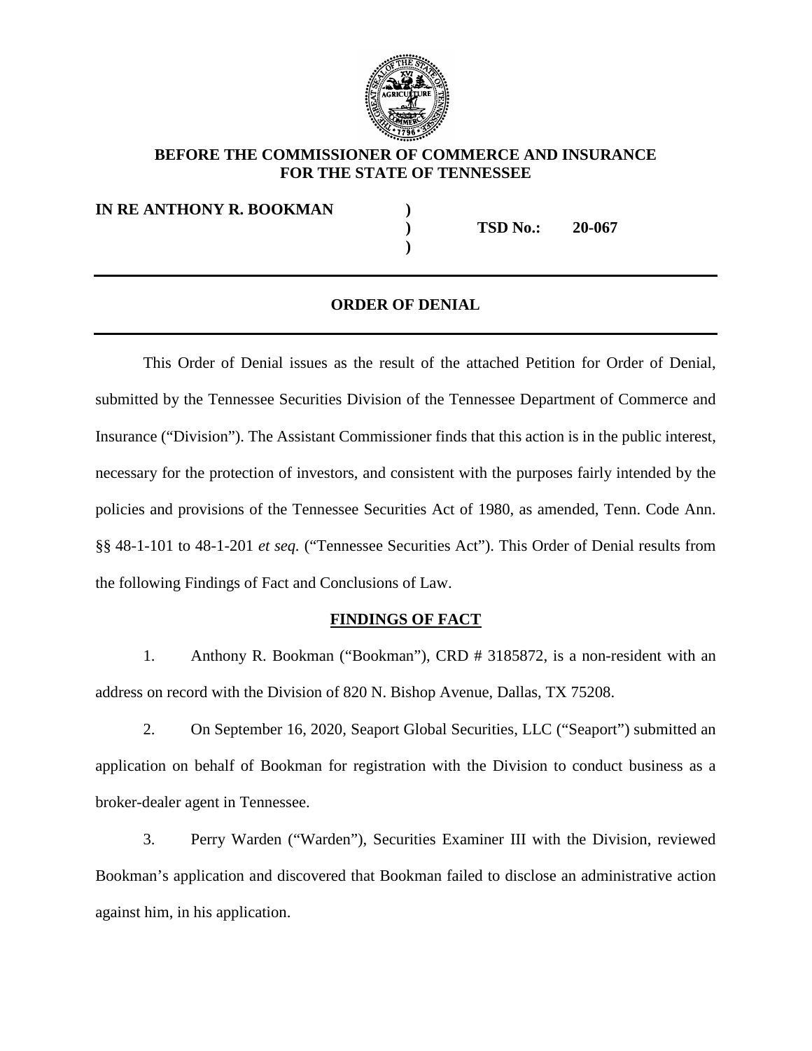**BEFORE THE COMMISSIONER OF COMMERCE AND INSURANCE FOR THE STATE OF TENNESSEE**

**IN RE ANTHONY R. BOOKMAN** ) **TSD No.: 20-067**

---

## ORDER OF DENIAL

---

This Order of Denial issues as the result of the attached Petition for Order of Denial, submitted by the Tennessee Securities Division of the Tennessee Department of Commerce and Insurance ("Division"). The Assistant Commissioner finds that this action is in the public interest, necessary for the protection of investors, and consistent with the purposes fairly intended by the policies and provisions of the Tennessee Securities Act of 1980, as amended, Tenn. Code Ann. §§ 48-1-101 to 48-1-201 *et seq.* ("Tennessee Securities Act"). This Order of Denial results from the following Findings of Fact and Conclusions of Law.

## FINDINGS OF FACT

1. Anthony R. Bookman ("Bookman"), CRD # 3185872, is a non-resident with an address on record with the Division of 820 N. Bishop Avenue, Dallas, TX 75208.

2. On September 16, 2020, Seaport Global Securities, LLC ("Seaport") submitted an application on behalf of Bookman for registration with the Division to conduct business as a broker-dealer agent in Tennessee.

3. Perry Warden ("Warden"), Securities Examiner III with the Division, reviewed Bookman's application and discovered that Bookman failed to disclose an administrative action against him, in his application.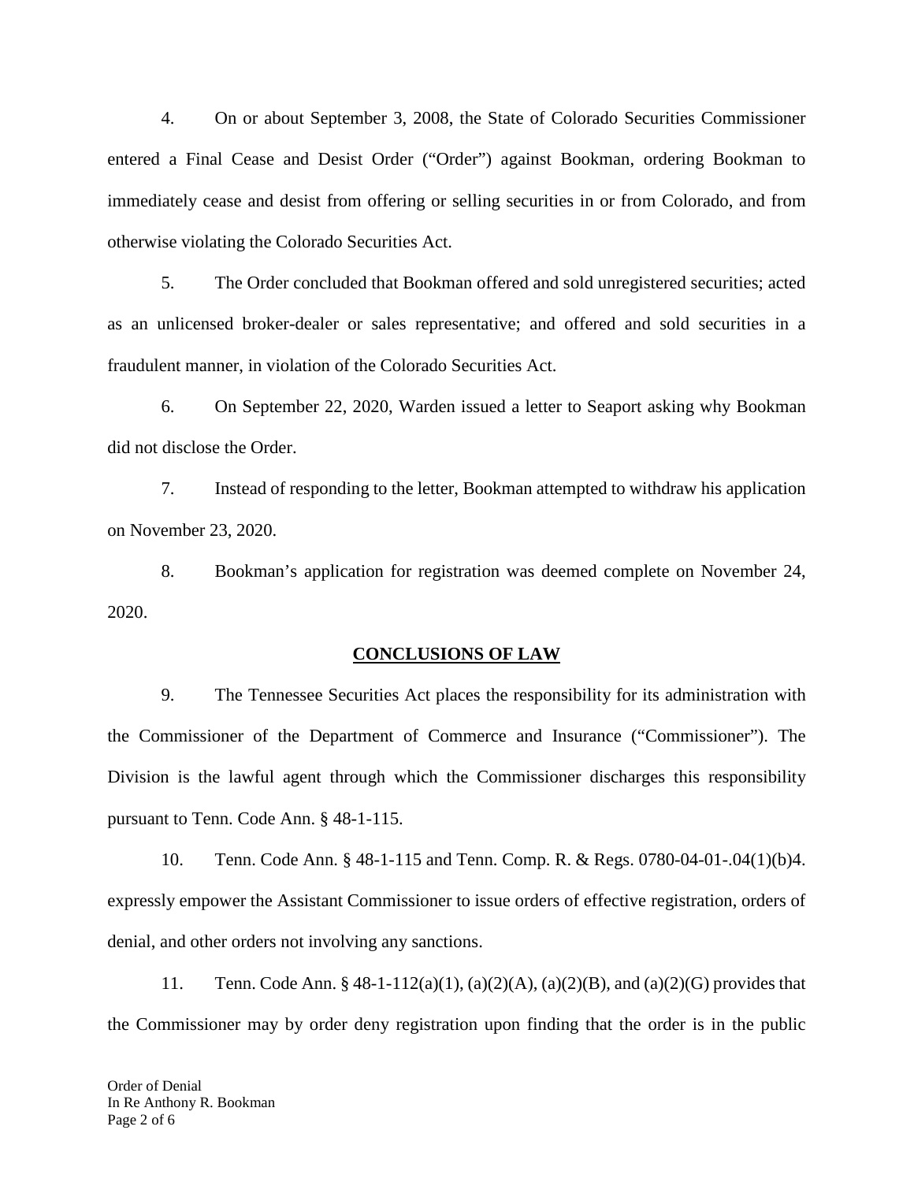4. On or about September 3, 2008, the State of Colorado Securities Commissioner entered a Final Cease and Desist Order ("Order") against Bookman, ordering Bookman to immediately cease and desist from offering or selling securities in or from Colorado, and from otherwise violating the Colorado Securities Act.

5. The Order concluded that Bookman offered and sold unregistered securities; acted as an unlicensed broker-dealer or sales representative; and offered and sold securities in a fraudulent manner, in violation of the Colorado Securities Act.

6. On September 22, 2020, Warden issued a letter to Seaport asking why Bookman did not disclose the Order.

7. Instead of responding to the letter, Bookman attempted to withdraw his application on November 23, 2020.

8. Bookman's application for registration was deemed complete on November 24, 2020.

## CONCLUSIONS OF LAW

9. The Tennessee Securities Act places the responsibility for its administration with the Commissioner of the Department of Commerce and Insurance ("Commissioner"). The Division is the lawful agent through which the Commissioner discharges this responsibility pursuant to Tenn. Code Ann. § 48-1-115.

10. Tenn. Code Ann. § 48-1-115 and Tenn. Comp. R. & Regs. 0780-04-01-.04(1)(b)4. expressly empower the Assistant Commissioner to issue orders of effective registration, orders of denial, and other orders not involving any sanctions.

11. Tenn. Code Ann. § 48-1-112(a)(1), (a)(2)(A), (a)(2)(B), and (a)(2)(G) provides that the Commissioner may by order deny registration upon finding that the order is in the public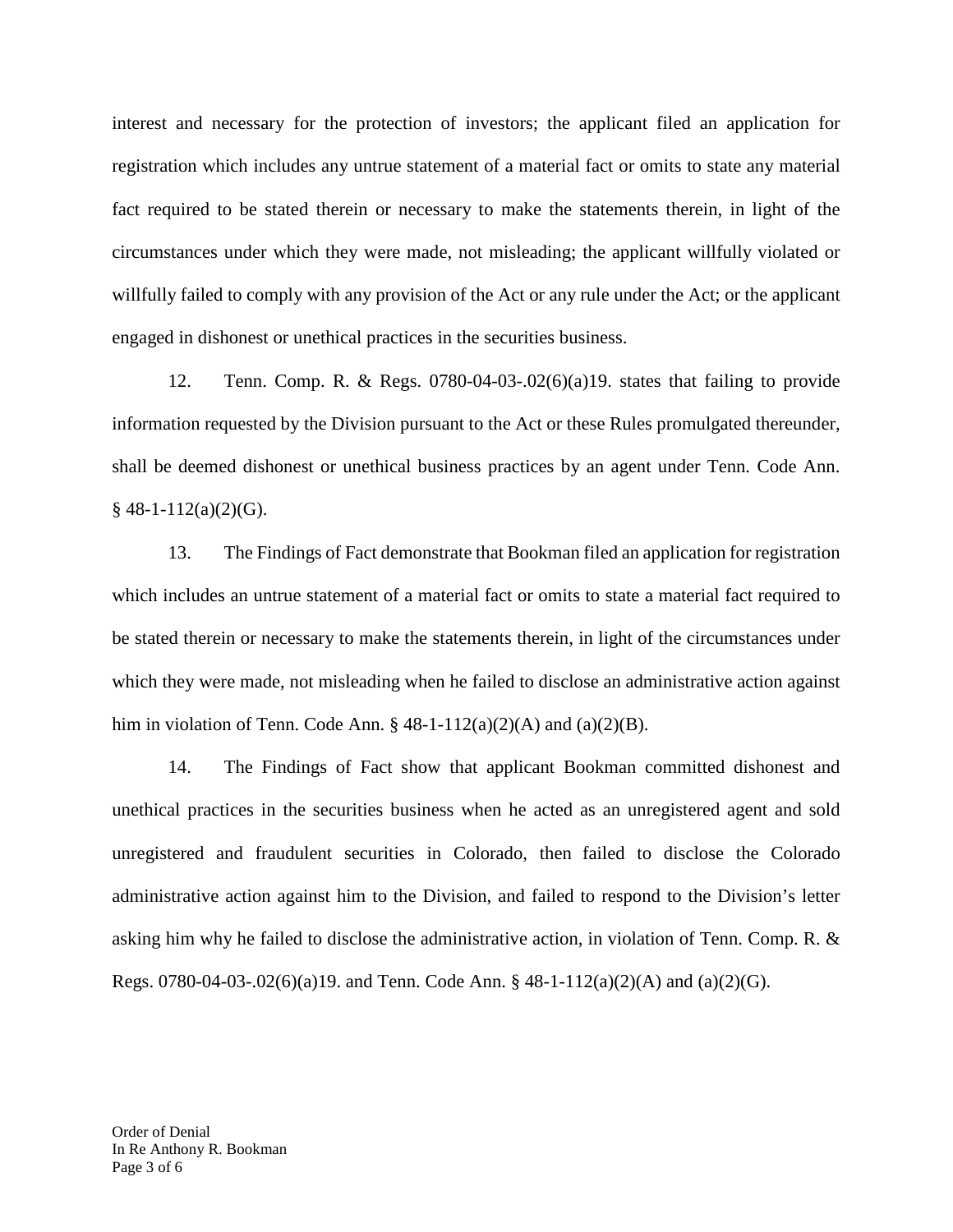interest and necessary for the protection of investors; the applicant filed an application for registration which includes any untrue statement of a material fact or omits to state any material fact required to be stated therein or necessary to make the statements therein, in light of the circumstances under which they were made, not misleading; the applicant willfully violated or willfully failed to comply with any provision of the Act or any rule under the Act; or the applicant engaged in dishonest or unethical practices in the securities business.

12. Tenn. Comp. R. & Regs. 0780-04-03-.02(6)(a)19. states that failing to provide information requested by the Division pursuant to the Act or these Rules promulgated thereunder, shall be deemed dishonest or unethical business practices by an agent under Tenn. Code Ann. § 48-1-112(a)(2)(G).

13. The Findings of Fact demonstrate that Bookman filed an application for registration which includes an untrue statement of a material fact or omits to state a material fact required to be stated therein or necessary to make the statements therein, in light of the circumstances under which they were made, not misleading when he failed to disclose an administrative action against him in violation of Tenn. Code Ann. § 48-1-112(a)(2)(A) and (a)(2)(B).

14. The Findings of Fact show that applicant Bookman committed dishonest and unethical practices in the securities business when he acted as an unregistered agent and sold unregistered and fraudulent securities in Colorado, then failed to disclose the Colorado administrative action against him to the Division, and failed to respond to the Division's letter asking him why he failed to disclose the administrative action, in violation of Tenn. Comp. R. & Regs. 0780-04-03-.02(6)(a)19. and Tenn. Code Ann. § 48-1-112(a)(2)(A) and (a)(2)(G).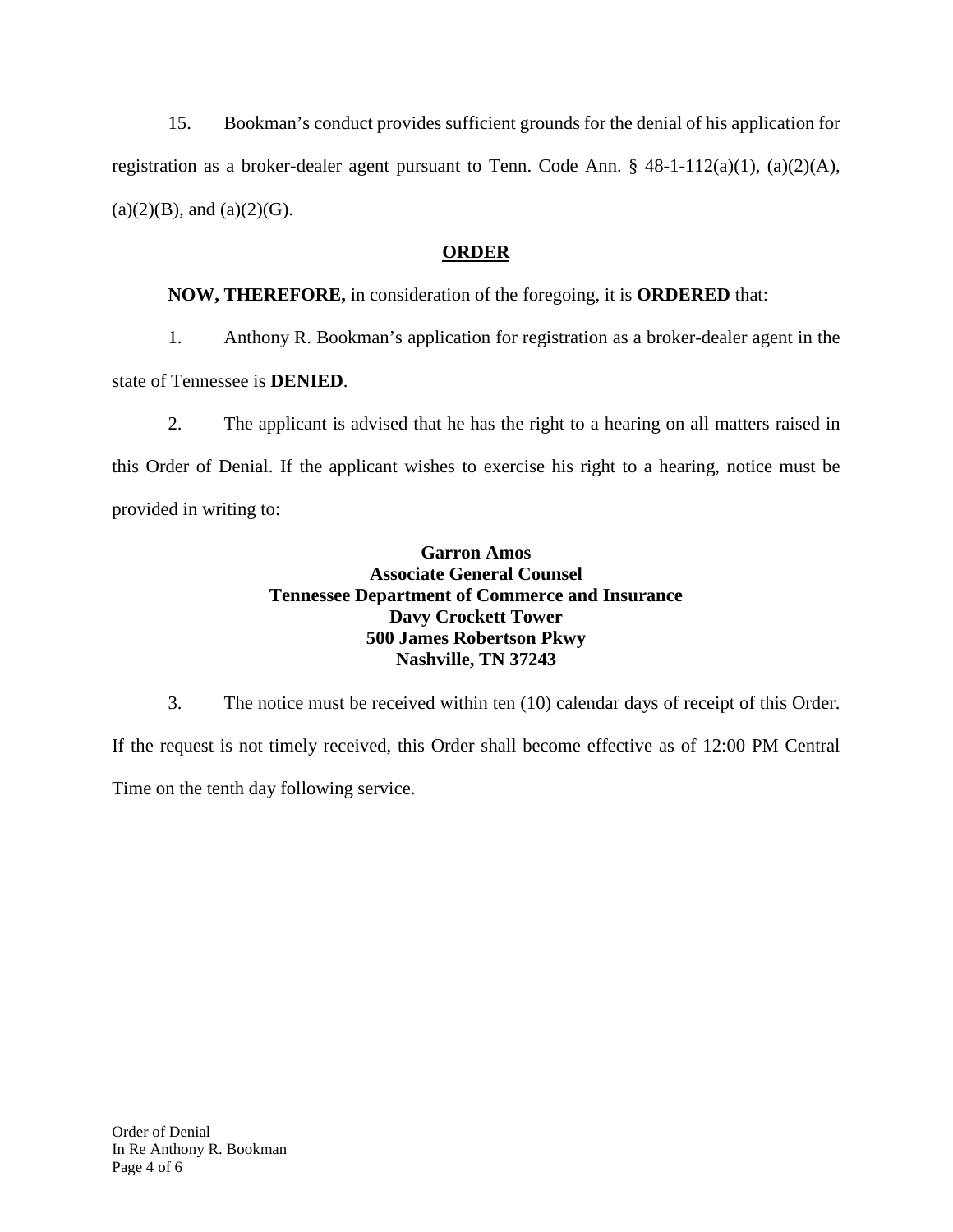15. Bookman's conduct provides sufficient grounds for the denial of his application for registration as a broker-dealer agent pursuant to Tenn. Code Ann. § 48-1-112(a)(1), (a)(2)(A), (a)(2)(B), and (a)(2)(G).

## ORDER

**NOW, THEREFORE,** in consideration of the foregoing, it is **ORDERED** that:

1. Anthony R. Bookman's application for registration as a broker-dealer agent in the state of Tennessee is **DENIED**.

2. The applicant is advised that he has the right to a hearing on all matters raised in this Order of Denial. If the applicant wishes to exercise his right to a hearing, notice must be provided in writing to:

**Garron Amos**
**Associate General Counsel**
**Tennessee Department of Commerce and Insurance**
**Davy Crockett Tower**
**500 James Robertson Pkwy**
**Nashville, TN 37243**

3. The notice must be received within ten (10) calendar days of receipt of this Order. If the request is not timely received, this Order shall become effective as of 12:00 PM Central Time on the tenth day following service.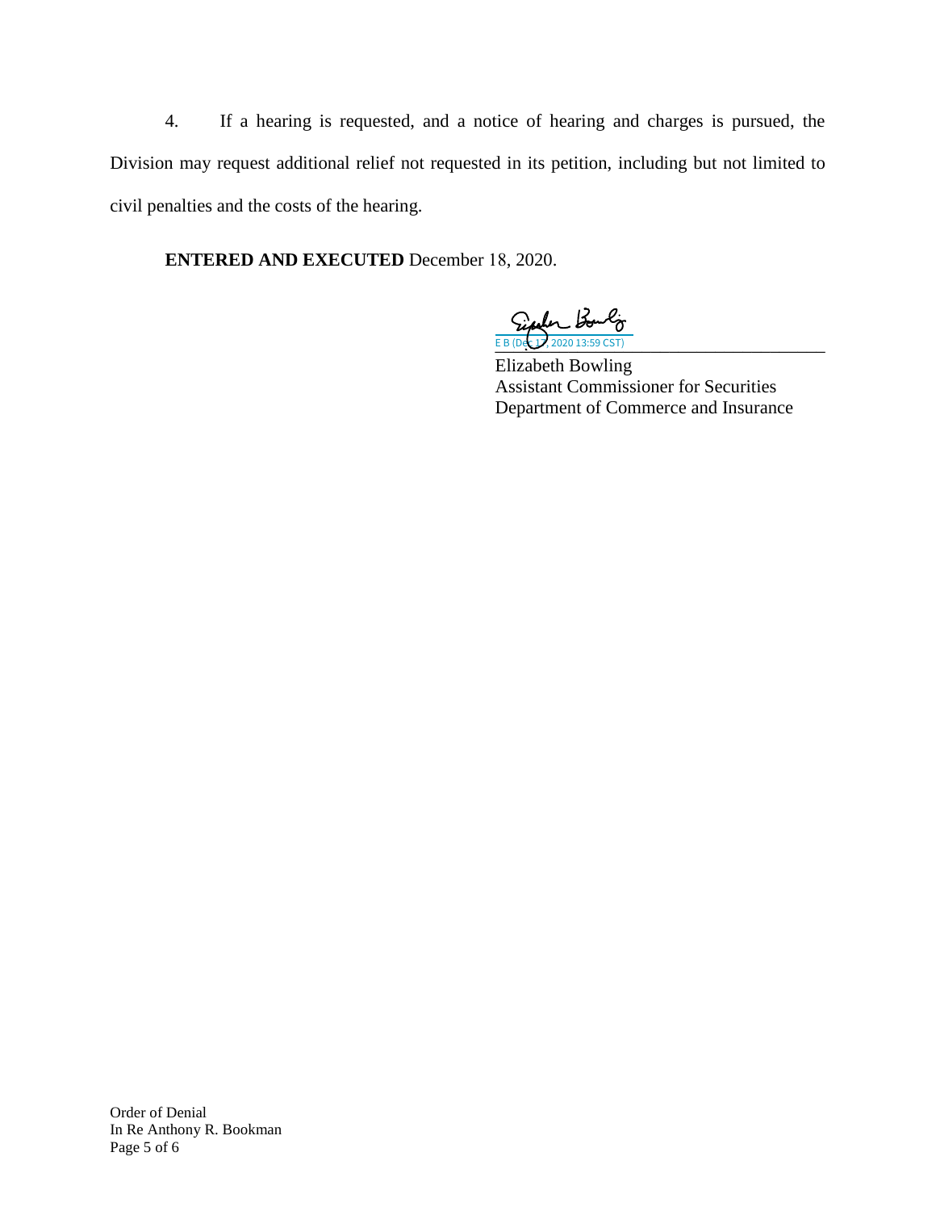4. If a hearing is requested, and a notice of hearing and charges is pursued, the Division may request additional relief not requested in its petition, including but not limited to civil penalties and the costs of the hearing.

**ENTERED AND EXECUTED** December 18, 2020.

E B (Dec 17, 2020 13:59 CST)

Elizabeth Bowling
Assistant Commissioner for Securities
Department of Commerce and Insurance

Order of Denial
In Re Anthony R. Bookman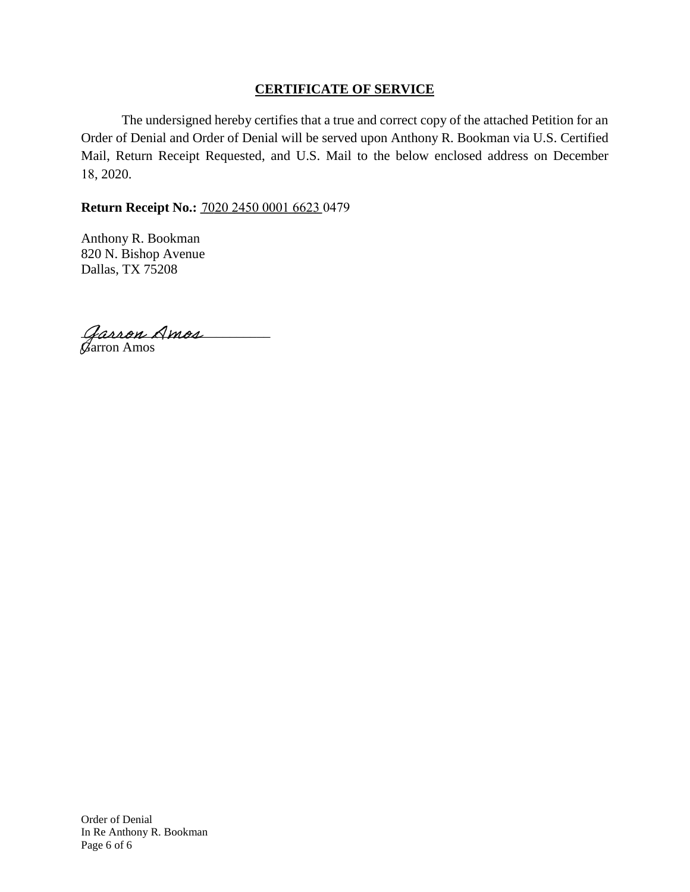## CERTIFICATE OF SERVICE

The undersigned hereby certifies that a true and correct copy of the attached Petition for an Order of Denial and Order of Denial will be served upon Anthony R. Bookman via U.S. Certified Mail, Return Receipt Requested, and U.S. Mail to the below enclosed address on December 18, 2020.

**Return Receipt No.:** 7020 2450 0001 6623 0479

Anthony R. Bookman
820 N. Bishop Avenue
Dallas, TX 75208

*Garron Amos*
Garron Amos

Order of Denial
In Re Anthony R. Bookman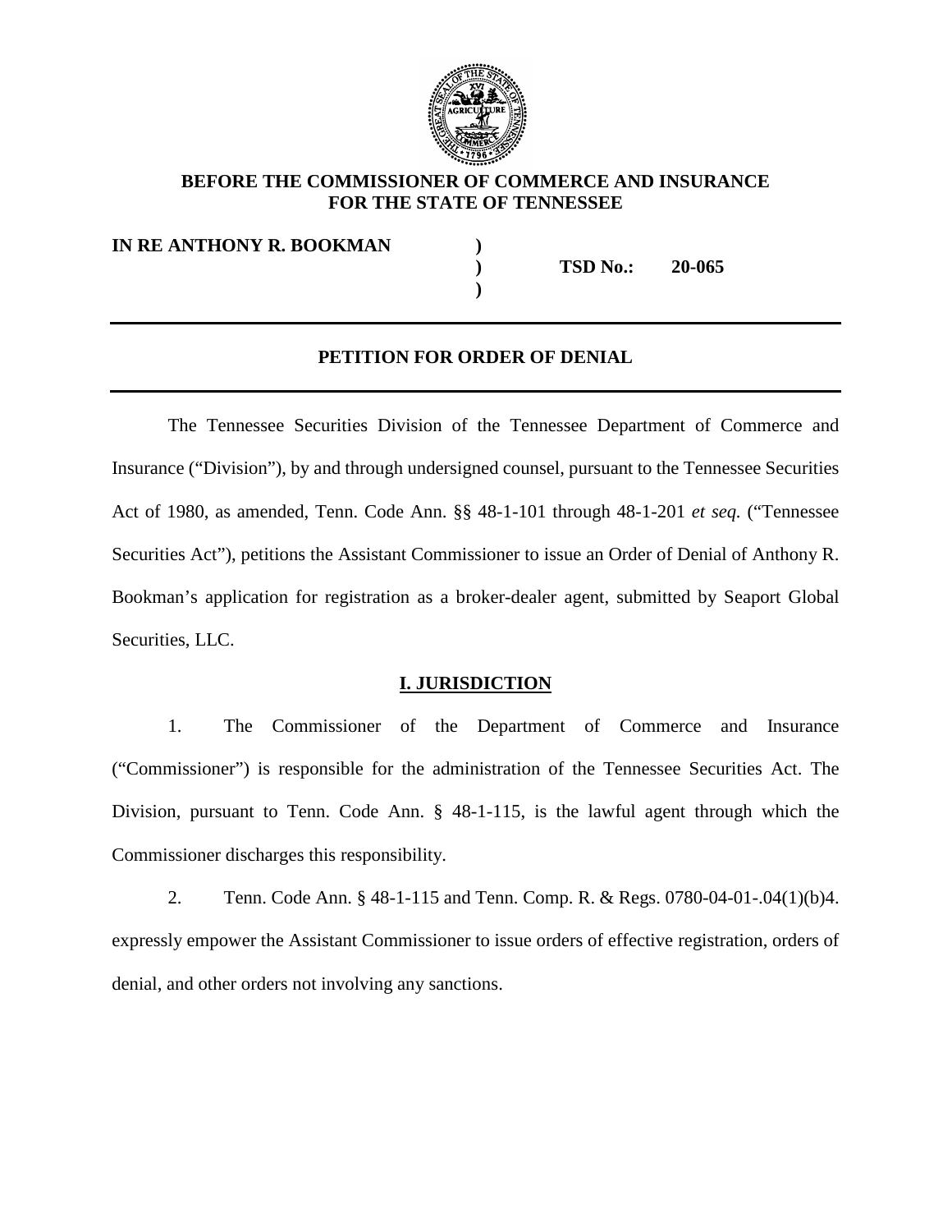**BEFORE THE COMMISSIONER OF COMMERCE AND INSURANCE**
**FOR THE STATE OF TENNESSEE**

| | | |
|---|---|---|
| **IN RE ANTHONY R. BOOKMAN** | **)** | |
| | **)** | **TSD No.: 20-065** |
| | **)** | |

---

## PETITION FOR ORDER OF DENIAL

---

The Tennessee Securities Division of the Tennessee Department of Commerce and Insurance ("Division"), by and through undersigned counsel, pursuant to the Tennessee Securities Act of 1980, as amended, Tenn. Code Ann. §§ 48-1-101 through 48-1-201 *et seq.* ("Tennessee Securities Act"), petitions the Assistant Commissioner to issue an Order of Denial of Anthony R. Bookman's application for registration as a broker-dealer agent, submitted by Seaport Global Securities, LLC.

### I. JURISDICTION

1. The Commissioner of the Department of Commerce and Insurance ("Commissioner") is responsible for the administration of the Tennessee Securities Act. The Division, pursuant to Tenn. Code Ann. § 48-1-115, is the lawful agent through which the Commissioner discharges this responsibility.

2. Tenn. Code Ann. § 48-1-115 and Tenn. Comp. R. & Regs. 0780-04-01-.04(1)(b)4. expressly empower the Assistant Commissioner to issue orders of effective registration, orders of denial, and other orders not involving any sanctions.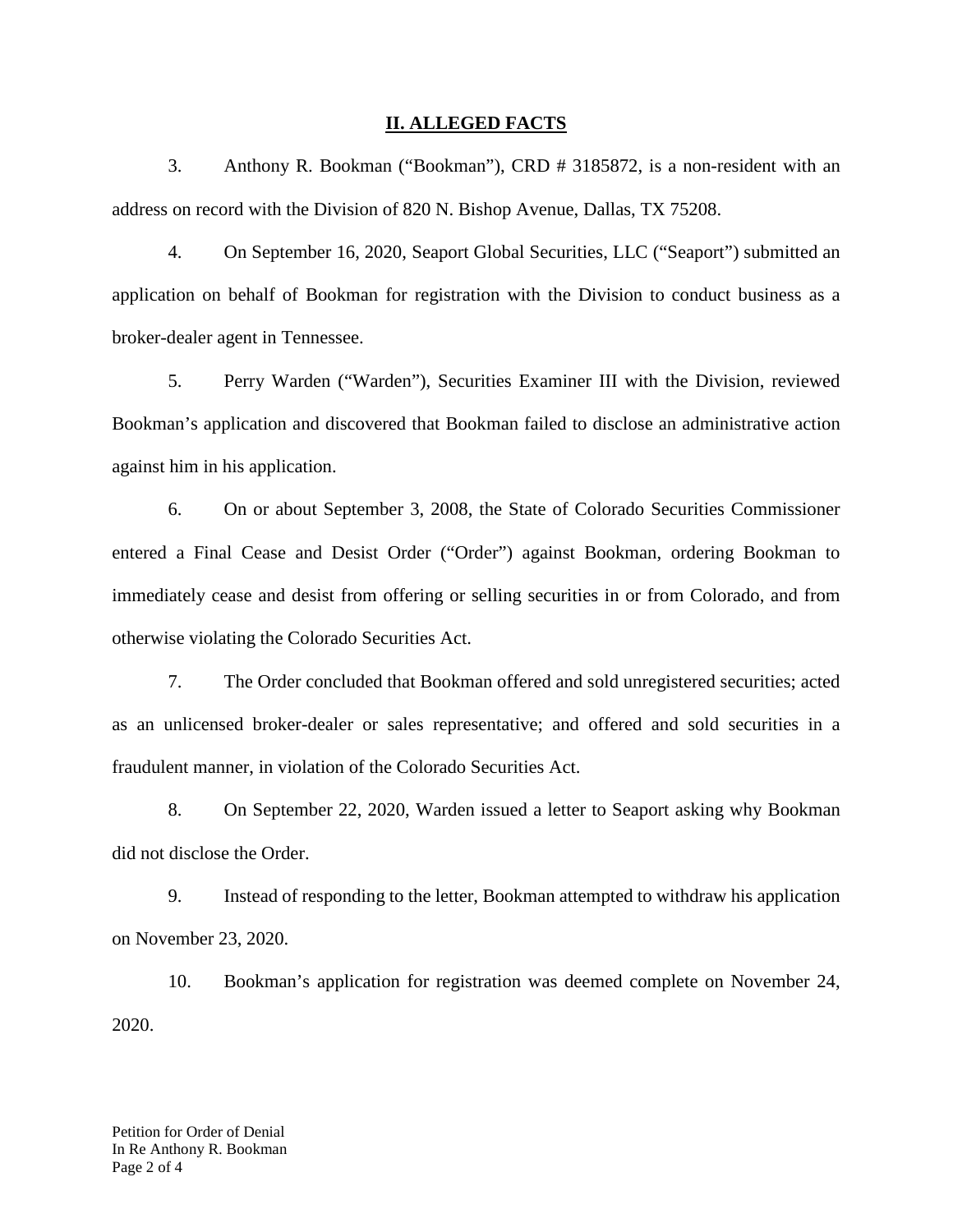## II. ALLEGED FACTS

3. Anthony R. Bookman ("Bookman"), CRD # 3185872, is a non-resident with an address on record with the Division of 820 N. Bishop Avenue, Dallas, TX 75208.

4. On September 16, 2020, Seaport Global Securities, LLC ("Seaport") submitted an application on behalf of Bookman for registration with the Division to conduct business as a broker-dealer agent in Tennessee.

5. Perry Warden ("Warden"), Securities Examiner III with the Division, reviewed Bookman's application and discovered that Bookman failed to disclose an administrative action against him in his application.

6. On or about September 3, 2008, the State of Colorado Securities Commissioner entered a Final Cease and Desist Order ("Order") against Bookman, ordering Bookman to immediately cease and desist from offering or selling securities in or from Colorado, and from otherwise violating the Colorado Securities Act.

7. The Order concluded that Bookman offered and sold unregistered securities; acted as an unlicensed broker-dealer or sales representative; and offered and sold securities in a fraudulent manner, in violation of the Colorado Securities Act.

8. On September 22, 2020, Warden issued a letter to Seaport asking why Bookman did not disclose the Order.

9. Instead of responding to the letter, Bookman attempted to withdraw his application on November 23, 2020.

10. Bookman's application for registration was deemed complete on November 24, 2020.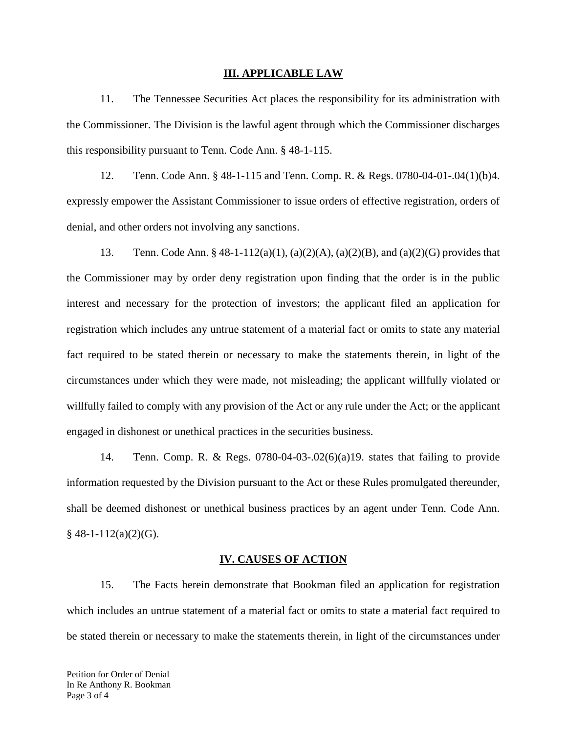## III. APPLICABLE LAW

11. The Tennessee Securities Act places the responsibility for its administration with the Commissioner. The Division is the lawful agent through which the Commissioner discharges this responsibility pursuant to Tenn. Code Ann. § 48-1-115.

12. Tenn. Code Ann. § 48-1-115 and Tenn. Comp. R. & Regs. 0780-04-01-.04(1)(b)4. expressly empower the Assistant Commissioner to issue orders of effective registration, orders of denial, and other orders not involving any sanctions.

13. Tenn. Code Ann. § 48-1-112(a)(1), (a)(2)(A), (a)(2)(B), and (a)(2)(G) provides that the Commissioner may by order deny registration upon finding that the order is in the public interest and necessary for the protection of investors; the applicant filed an application for registration which includes any untrue statement of a material fact or omits to state any material fact required to be stated therein or necessary to make the statements therein, in light of the circumstances under which they were made, not misleading; the applicant willfully violated or willfully failed to comply with any provision of the Act or any rule under the Act; or the applicant engaged in dishonest or unethical practices in the securities business.

14. Tenn. Comp. R. & Regs. 0780-04-03-.02(6)(a)19. states that failing to provide information requested by the Division pursuant to the Act or these Rules promulgated thereunder, shall be deemed dishonest or unethical business practices by an agent under Tenn. Code Ann. § 48-1-112(a)(2)(G).

## IV. CAUSES OF ACTION

15. The Facts herein demonstrate that Bookman filed an application for registration which includes an untrue statement of a material fact or omits to state a material fact required to be stated therein or necessary to make the statements therein, in light of the circumstances under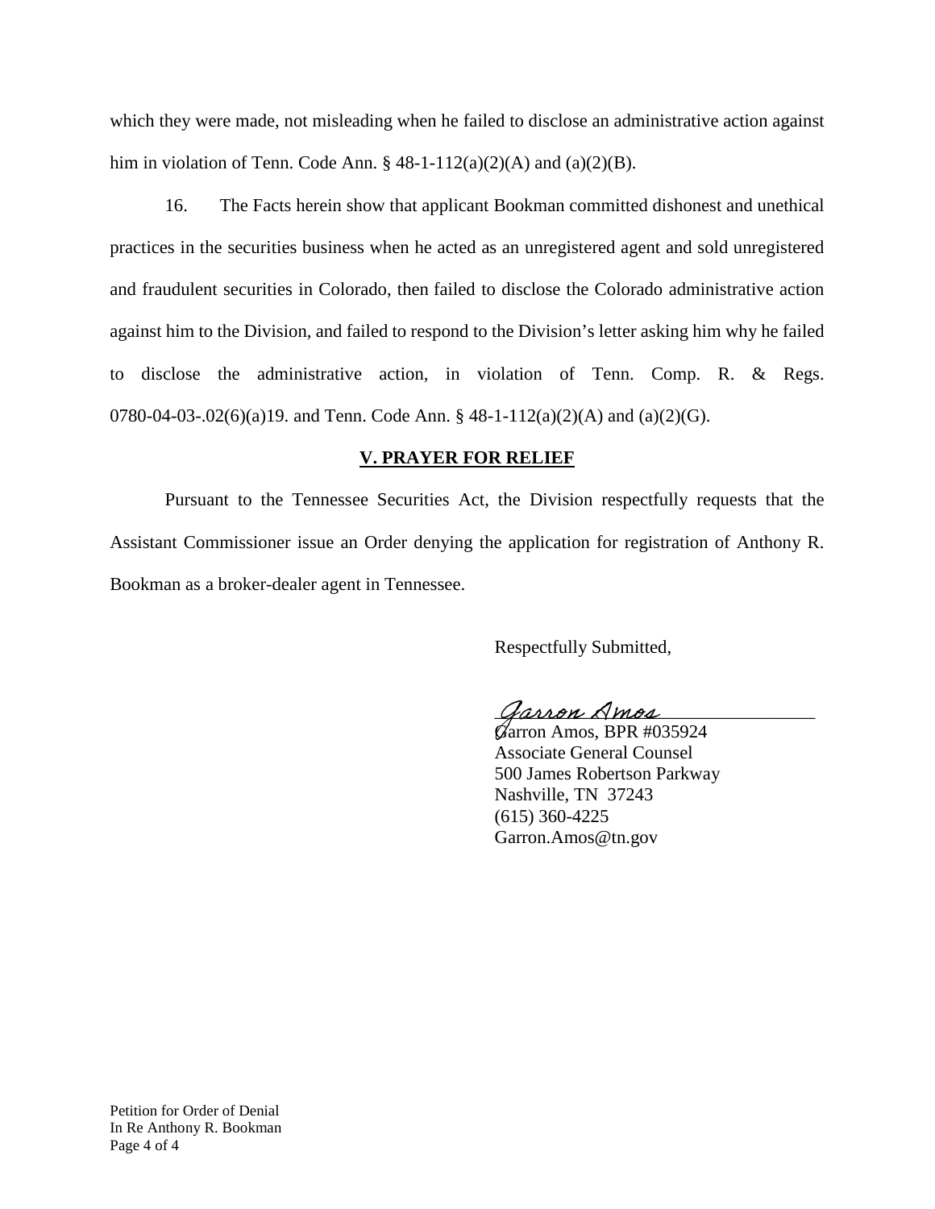which they were made, not misleading when he failed to disclose an administrative action against him in violation of Tenn. Code Ann. § 48-1-112(a)(2)(A) and (a)(2)(B).

16. The Facts herein show that applicant Bookman committed dishonest and unethical practices in the securities business when he acted as an unregistered agent and sold unregistered and fraudulent securities in Colorado, then failed to disclose the Colorado administrative action against him to the Division, and failed to respond to the Division's letter asking him why he failed to disclose the administrative action, in violation of Tenn. Comp. R. & Regs. 0780-04-03-.02(6)(a)19. and Tenn. Code Ann. § 48-1-112(a)(2)(A) and (a)(2)(G).

## V. PRAYER FOR RELIEF

Pursuant to the Tennessee Securities Act, the Division respectfully requests that the Assistant Commissioner issue an Order denying the application for registration of Anthony R. Bookman as a broker-dealer agent in Tennessee.

Respectfully Submitted,

*Garron Amos*

Garron Amos, BPR #035924
Associate General Counsel
500 James Robertson Parkway
Nashville, TN 37243
(615) 360-4225
Garron.Amos@tn.gov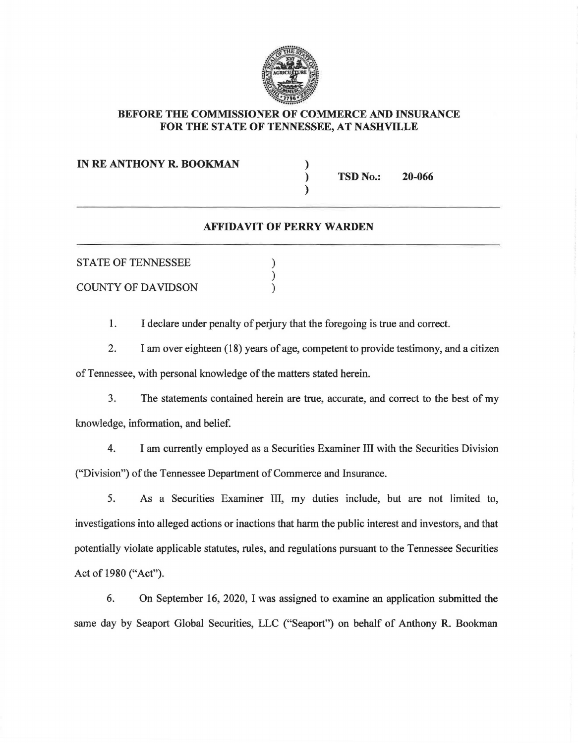**BEFORE THE COMMISSIONER OF COMMERCE AND INSURANCE FOR THE STATE OF TENNESSEE, AT NASHVILLE**

| | | |
|---|---|---|
| **IN RE ANTHONY R. BOOKMAN** | ) | |
| | ) | **TSD No.: 20-066** |
| | ) | |

---

## AFFIDAVIT OF PERRY WARDEN

---

| | |
|---|---|
| STATE OF TENNESSEE | ) |
| | ) |
| COUNTY OF DAVIDSON | ) |

1. I declare under penalty of perjury that the foregoing is true and correct.

2. I am over eighteen (18) years of age, competent to provide testimony, and a citizen of Tennessee, with personal knowledge of the matters stated herein.

3. The statements contained herein are true, accurate, and correct to the best of my knowledge, information, and belief.

4. I am currently employed as a Securities Examiner III with the Securities Division ("Division") of the Tennessee Department of Commerce and Insurance.

5. As a Securities Examiner III, my duties include, but are not limited to, investigations into alleged actions or inactions that harm the public interest and investors, and that potentially violate applicable statutes, rules, and regulations pursuant to the Tennessee Securities Act of 1980 ("Act").

6. On September 16, 2020, I was assigned to examine an application submitted the same day by Seaport Global Securities, LLC ("Seaport") on behalf of Anthony R. Bookman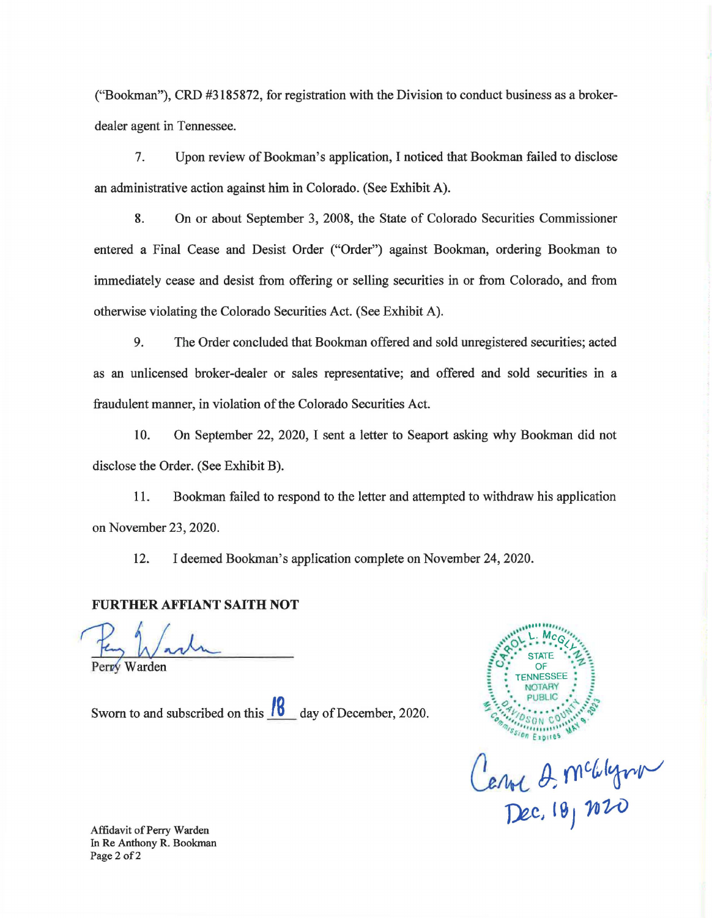("Bookman"), CRD #3185872, for registration with the Division to conduct business as a broker-dealer agent in Tennessee.

7. Upon review of Bookman's application, I noticed that Bookman failed to disclose an administrative action against him in Colorado. (See Exhibit A).

8. On or about September 3, 2008, the State of Colorado Securities Commissioner entered a Final Cease and Desist Order ("Order") against Bookman, ordering Bookman to immediately cease and desist from offering or selling securities in or from Colorado, and from otherwise violating the Colorado Securities Act. (See Exhibit A).

9. The Order concluded that Bookman offered and sold unregistered securities; acted as an unlicensed broker-dealer or sales representative; and offered and sold securities in a fraudulent manner, in violation of the Colorado Securities Act.

10. On September 22, 2020, I sent a letter to Seaport asking why Bookman did not disclose the Order. (See Exhibit B).

11. Bookman failed to respond to the letter and attempted to withdraw his application on November 23, 2020.

12. I deemed Bookman's application complete on November 24, 2020.

**FURTHER AFFIANT SAITH NOT**

Perry Warden

Sworn to and subscribed on this 18 day of December, 2020.

CAROL L. McGLYNN
STATE OF TENNESSEE
NOTARY PUBLIC
DAVIDSON COUNTY
My Commission Expires MAY 9, 2023

Carol L. McGlynn
Dec. 18, 2020

Affidavit of Perry Warden
In Re Anthony R. Bookman